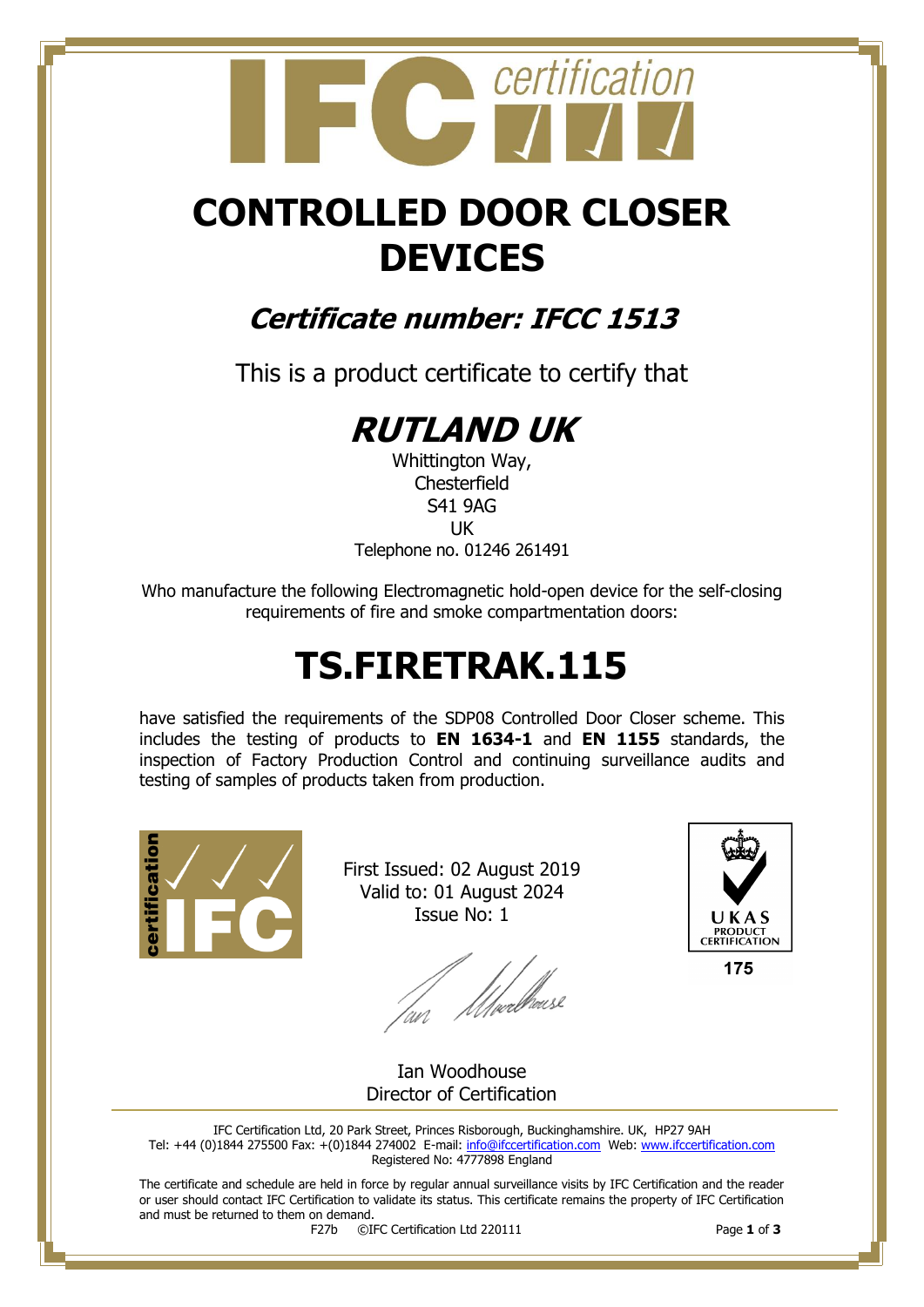# CONTROLLED DOOR CLOSER DEVICES

## *Certificate number: IFCC 1513*

This is a product certificate to certify that

# *RUTLAND UK*

Whittington Way,
Chesterfield
S41 9AG
UK
Telephone no. 01246 261491

Who manufacture the following Electromagnetic hold-open device for the self-closing requirements of fire and smoke compartmentation doors:

# TS.FIRETRAK.115

have satisfied the requirements of the SDP08 Controlled Door Closer scheme. This includes the testing of products to **EN 1634-1** and **EN 1155** standards, the inspection of Factory Production Control and continuing surveillance audits and testing of samples of products taken from production.

First Issued: 02 August 2019
Valid to: 01 August 2024
Issue No: 1

UKAS PRODUCT CERTIFICATION
175

Ian Woodhouse
Director of Certification

IFC Certification Ltd, 20 Park Street, Princes Risborough, Buckinghamshire. UK, HP27 9AH
Tel: +44 (0)1844 275500 Fax: +(0)1844 274002 E-mail: info@ifccertification.com Web: www.ifccertification.com
Registered No: 4777898 England

The certificate and schedule are held in force by regular annual surveillance visits by IFC Certification and the reader or user should contact IFC Certification to validate its status. This certificate remains the property of IFC Certification and must be returned to them on demand.

F27b ©IFC Certification Ltd 220111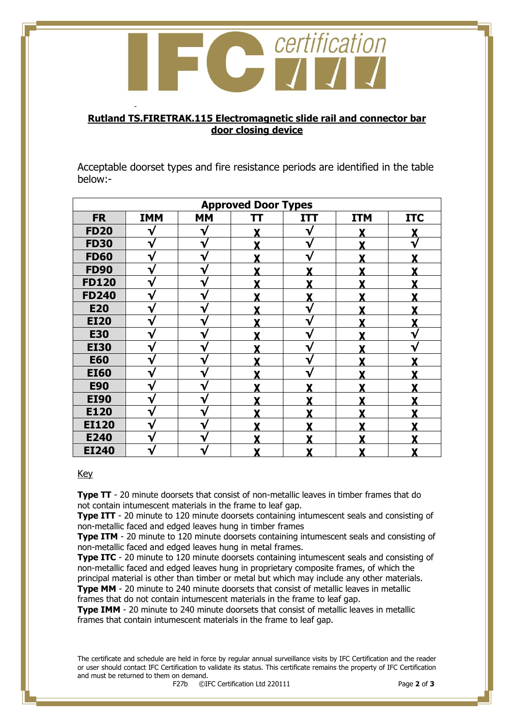**Rutland TS.FIRETRAK.115 Electromagnetic slide rail and connector bar door closing device**

Acceptable doorset types and fire resistance periods are identified in the table below:-

| Approved Door Types | | | | | | |
|---|---|---|---|---|---|---|
| **FR** | **IMM** | **MM** | **TT** | **ITT** | **ITM** | **ITC** |
| **FD20** | √ | √ | X | √ | X | X |
| **FD30** | √ | √ | X | √ | X | √ |
| **FD60** | √ | √ | X | √ | X | X |
| **FD90** | √ | √ | X | X | X | X |
| **FD120** | √ | √ | X | X | X | X |
| **FD240** | √ | √ | X | X | X | X |
| **E20** | √ | √ | X | √ | X | X |
| **EI20** | √ | √ | X | √ | X | X |
| **E30** | √ | √ | X | √ | X | √ |
| **EI30** | √ | √ | X | √ | X | √ |
| **E60** | √ | √ | X | √ | X | X |
| **EI60** | √ | √ | X | √ | X | X |
| **E90** | √ | √ | X | X | X | X |
| **EI90** | √ | √ | X | X | X | X |
| **E120** | √ | √ | X | X | X | X |
| **EI120** | √ | √ | X | X | X | X |
| **E240** | √ | √ | X | X | X | X |
| **EI240** | √ | √ | X | X | X | X |

Key

**Type TT** - 20 minute doorsets that consist of non-metallic leaves in timber frames that do not contain intumescent materials in the frame to leaf gap.
**Type ITT** - 20 minute to 120 minute doorsets containing intumescent seals and consisting of non-metallic faced and edged leaves hung in timber frames
**Type ITM** - 20 minute to 120 minute doorsets containing intumescent seals and consisting of non-metallic faced and edged leaves hung in metal frames.
**Type ITC** - 20 minute to 120 minute doorsets containing intumescent seals and consisting of non-metallic faced and edged leaves hung in proprietary composite frames, of which the principal material is other than timber or metal but which may include any other materials.
**Type MM** - 20 minute to 240 minute doorsets that consist of metallic leaves in metallic frames that do not contain intumescent materials in the frame to leaf gap.
**Type IMM** - 20 minute to 240 minute doorsets that consist of metallic leaves in metallic frames that contain intumescent materials in the frame to leaf gap.

The certificate and schedule are held in force by regular annual surveillance visits by IFC Certification and the reader or user should contact IFC Certification to validate its status. This certificate remains the property of IFC Certification and must be returned to them on demand.

F27b ©IFC Certification Ltd 220111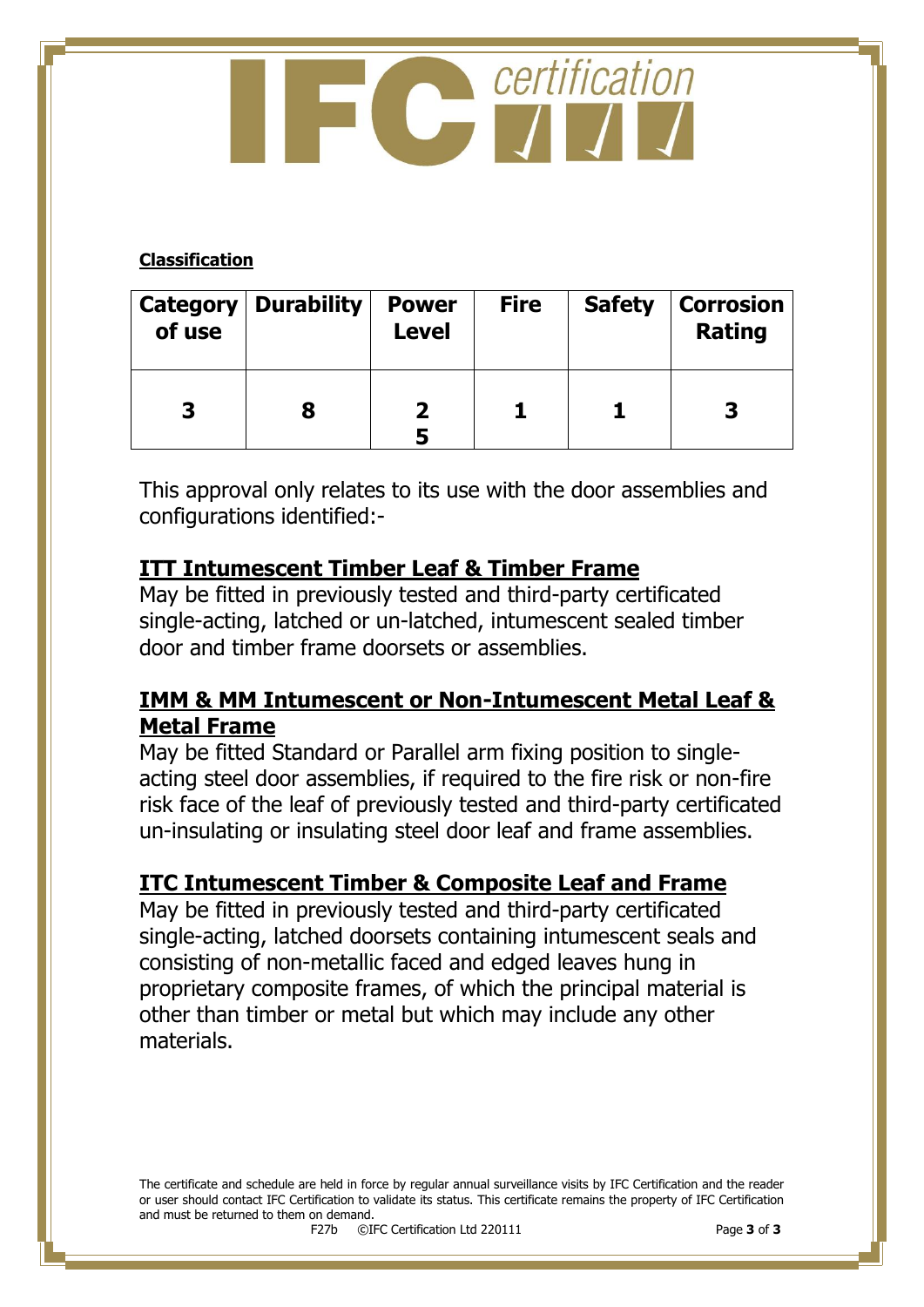**Classification**

| Category of use | Durability | Power Level | Fire | Safety | Corrosion Rating |
|---|---|---|---|---|---|
| 3 | 8 | 2 5 | 1 | 1 | 3 |

This approval only relates to its use with the door assemblies and configurations identified:-

## ITT Intumescent Timber Leaf & Timber Frame

May be fitted in previously tested and third-party certificated single-acting, latched or un-latched, intumescent sealed timber door and timber frame doorsets or assemblies.

## IMM & MM Intumescent or Non-Intumescent Metal Leaf & Metal Frame

May be fitted Standard or Parallel arm fixing position to single-acting steel door assemblies, if required to the fire risk or non-fire risk face of the leaf of previously tested and third-party certificated un-insulating or insulating steel door leaf and frame assemblies.

## ITC Intumescent Timber & Composite Leaf and Frame

May be fitted in previously tested and third-party certificated single-acting, latched doorsets containing intumescent seals and consisting of non-metallic faced and edged leaves hung in proprietary composite frames, of which the principal material is other than timber or metal but which may include any other materials.

The certificate and schedule are held in force by regular annual surveillance visits by IFC Certification and the reader or user should contact IFC Certification to validate its status. This certificate remains the property of IFC Certification and must be returned to them on demand.

F27b ©IFC Certification Ltd 220111